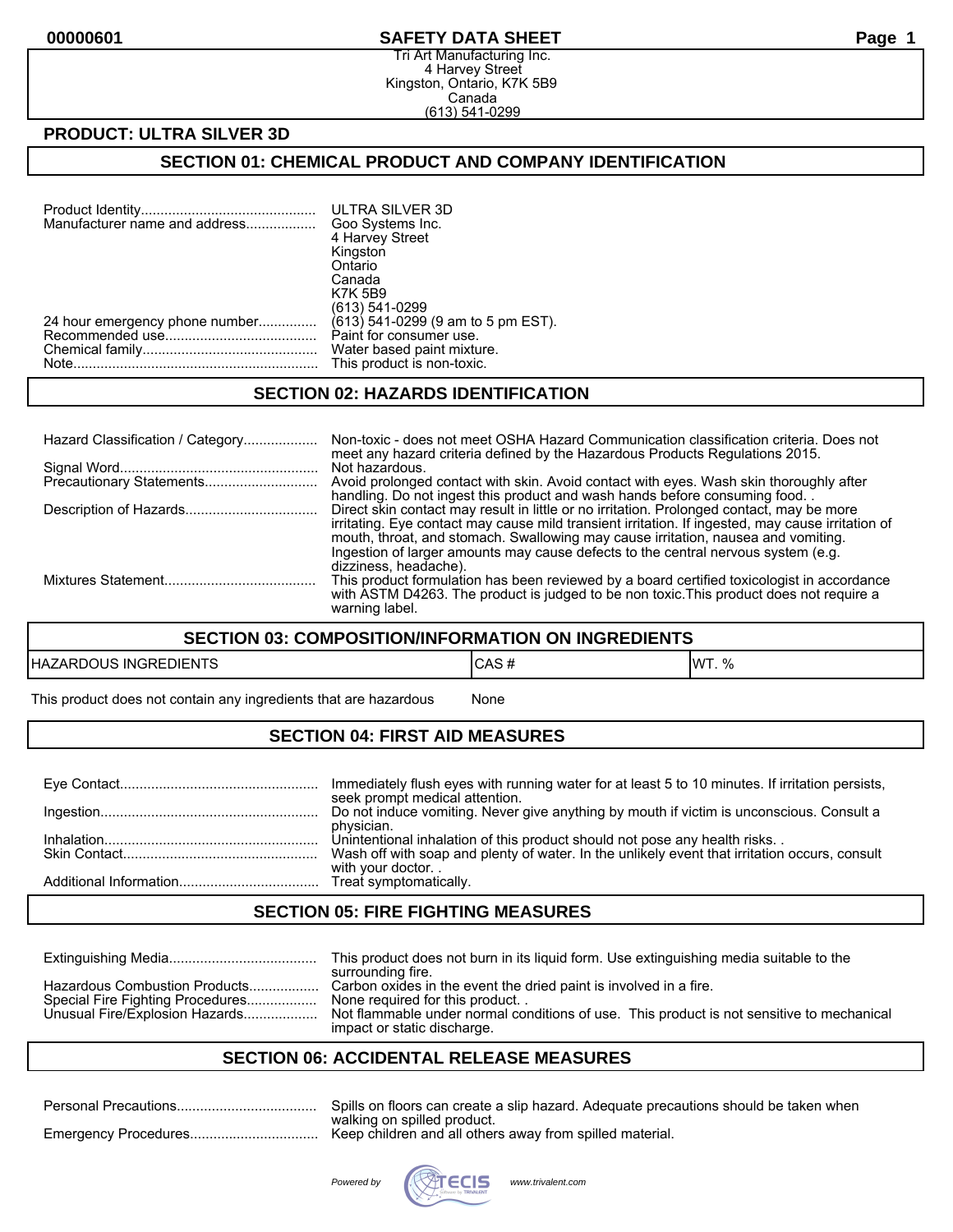**SAFETY DATA SHEET**

Tri Art Manufacturing Inc.
4 Harvey Street
Kingston, Ontario, K7K 5B9
Canada
(613) 541-0299

**PRODUCT: ULTRA SILVER 3D**

## SECTION 01: CHEMICAL PRODUCT AND COMPANY IDENTIFICATION

| | |
|---|---|
| Product Identity | ULTRA SILVER 3D |
| Manufacturer name and address | Goo Systems Inc.<br>4 Harvey Street<br>Kingston<br>Ontario<br>Canada<br>K7K 5B9<br>(613) 541-0299 |
| 24 hour emergency phone number | (613) 541-0299 (9 am to 5 pm EST). |
| Recommended use | Paint for consumer use. |
| Chemical family | Water based paint mixture. |
| Note | This product is non-toxic. |

## SECTION 02: HAZARDS IDENTIFICATION

| | |
|---|---|
| Hazard Classification / Category | Non-toxic - does not meet OSHA Hazard Communication classification criteria. Does not meet any hazard criteria defined by the Hazardous Products Regulations 2015. |
| Signal Word | Not hazardous. |
| Precautionary Statements | Avoid prolonged contact with skin. Avoid contact with eyes. Wash skin thoroughly after handling. Do not ingest this product and wash hands before consuming food. . |
| Description of Hazards | Direct skin contact may result in little or no irritation. Prolonged contact, may be more irritating. Eye contact may cause mild transient irritation. If ingested, may cause irritation of mouth, throat, and stomach. Swallowing may cause irritation, nausea and vomiting. Ingestion of larger amounts may cause defects to the central nervous system (e.g. dizziness, headache). |
| Mixtures Statement | This product formulation has been reviewed by a board certified toxicologist in accordance with ASTM D4263. The product is judged to be non toxic.This product does not require a warning label. |

## SECTION 03: COMPOSITION/INFORMATION ON INGREDIENTS

| HAZARDOUS INGREDIENTS | CAS # | WT. % |
|---|---|---|
| This product does not contain any ingredients that are hazardous | None | |

## SECTION 04: FIRST AID MEASURES

| | |
|---|---|
| Eye Contact | Immediately flush eyes with running water for at least 5 to 10 minutes. If irritation persists, seek prompt medical attention. |
| Ingestion | Do not induce vomiting. Never give anything by mouth if victim is unconscious. Consult a physician. |
| Inhalation | Unintentional inhalation of this product should not pose any health risks. . |
| Skin Contact | Wash off with soap and plenty of water. In the unlikely event that irritation occurs, consult with your doctor. . |
| Additional Information | Treat symptomatically. |

## SECTION 05: FIRE FIGHTING MEASURES

| | |
|---|---|
| Extinguishing Media | This product does not burn in its liquid form. Use extinguishing media suitable to the surrounding fire. |
| Hazardous Combustion Products | Carbon oxides in the event the dried paint is involved in a fire. |
| Special Fire Fighting Procedures | None required for this product. . |
| Unusual Fire/Explosion Hazards | Not flammable under normal conditions of use. This product is not sensitive to mechanical impact or static discharge. |

## SECTION 06: ACCIDENTAL RELEASE MEASURES

| | |
|---|---|
| Personal Precautions | Spills on floors can create a slip hazard. Adequate precautions should be taken when walking on spilled product. |
| Emergency Procedures | Keep children and all others away from spilled material. |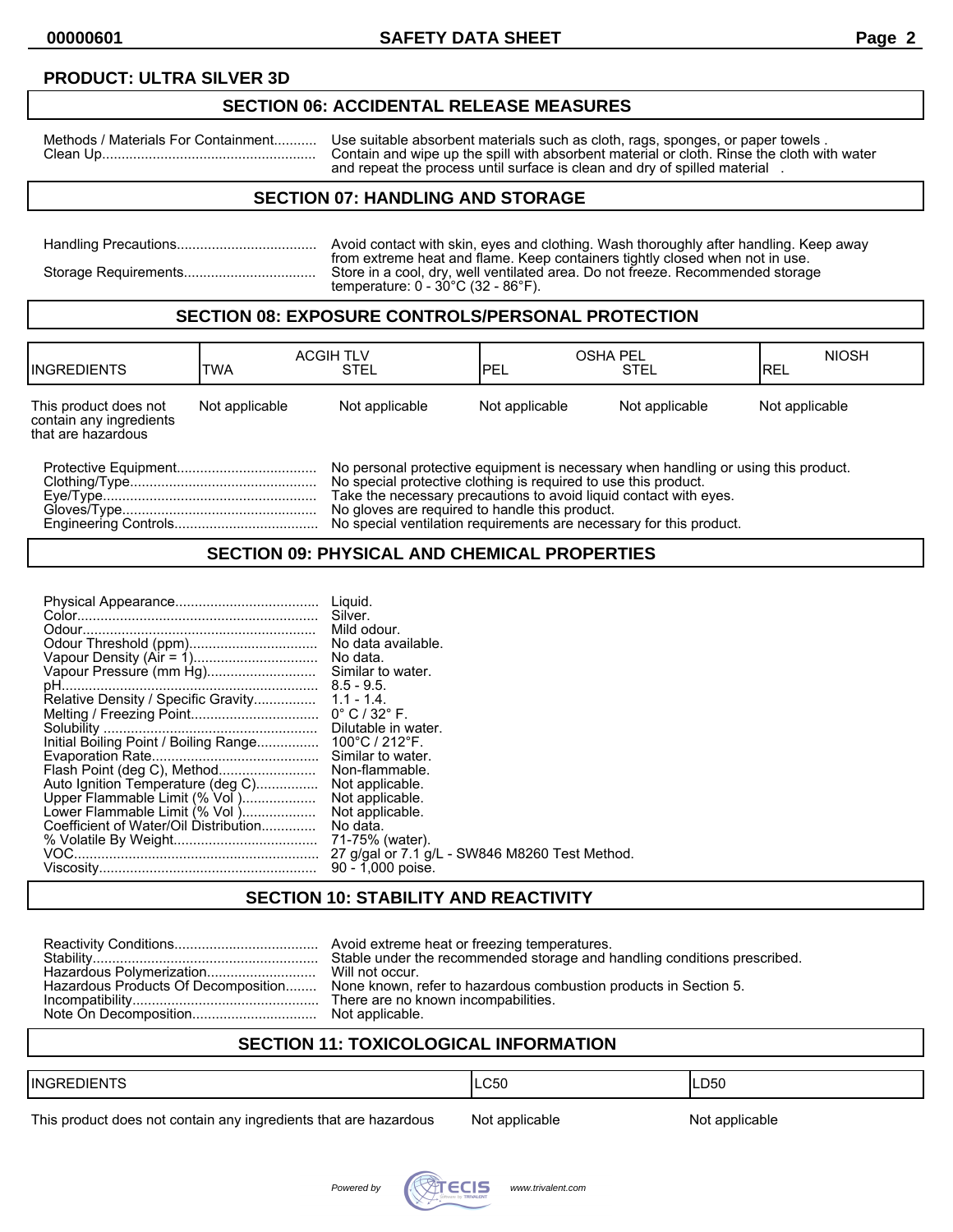**PRODUCT: ULTRA SILVER 3D**

## SECTION 06: ACCIDENTAL RELEASE MEASURES

Methods / Materials For Containment........... Use suitable absorbent materials such as cloth, rags, sponges, or paper towels .
Clean Up....................................................... Contain and wipe up the spill with absorbent material or cloth. Rinse the cloth with water and repeat the process until surface is clean and dry of spilled material .

## SECTION 07: HANDLING AND STORAGE

Handling Precautions.................................... Avoid contact with skin, eyes and clothing. Wash thoroughly after handling. Keep away from extreme heat and flame. Keep containers tightly closed when not in use.
Storage Requirements.................................. Store in a cool, dry, well ventilated area. Do not freeze. Recommended storage temperature: 0 - 30°C (32 - 86°F).

## SECTION 08: EXPOSURE CONTROLS/PERSONAL PROTECTION

| INGREDIENTS | ACGIH TLV TWA | ACGIH TLV STEL | OSHA PEL PEL | OSHA PEL STEL | NIOSH REL |
|---|---|---|---|---|---|
| This product does not contain any ingredients that are hazardous | Not applicable | Not applicable | Not applicable | Not applicable | Not applicable |

Protective Equipment.................................... No personal protective equipment is necessary when handling or using this product.
Clothing/Type................................................ No special protective clothing is required to use this product.
Eye/Type....................................................... Take the necessary precautions to avoid liquid contact with eyes.
Gloves/Type.................................................. No gloves are required to handle this product.
Engineering Controls..................................... No special ventilation requirements are necessary for this product.

## SECTION 09: PHYSICAL AND CHEMICAL PROPERTIES

Physical Appearance..................................... Liquid.
Color.............................................................. Silver.
Odour............................................................. Mild odour.
Odour Threshold (ppm)................................. No data available.
Vapour Density (Air = 1)................................ No data.
Vapour Pressure (mm Hg)............................. Similar to water.
pH.................................................................. 8.5 - 9.5.
Relative Density / Specific Gravity................ 1.1 - 1.4.
Melting / Freezing Point................................. 0° C / 32° F.
Solubility ....................................................... Dilutable in water.
Initial Boiling Point / Boiling Range................ 100°C / 212°F.
Evaporation Rate........................................... Similar to water.
Flash Point (deg C), Method.......................... Non-flammable.
Auto Ignition Temperature (deg C)................ Not applicable.
Upper Flammable Limit (% Vol )................... Not applicable.
Lower Flammable Limit (% Vol )................... Not applicable.
Coefficient of Water/Oil Distribution.............. No data.
% Volatile By Weight..................................... 71-75% (water).
VOC............................................................... 27 g/gal or 7.1 g/L - SW846 M8260 Test Method.
Viscosity......................................................... 90 - 1,000 poise.

## SECTION 10: STABILITY AND REACTIVITY

Reactivity Conditions..................................... Avoid extreme heat or freezing temperatures.
Stability.......................................................... Stable under the recommended storage and handling conditions prescribed.
Hazardous Polymerization............................. Will not occur.
Hazardous Products Of Decomposition......... None known, refer to hazardous combustion products in Section 5.
Incompatibility................................................ There are no known incompatibilities.
Note On Decomposition................................. Not applicable.

## SECTION 11: TOXICOLOGICAL INFORMATION

| INGREDIENTS | LC50 | LD50 |
|---|---|---|
| This product does not contain any ingredients that are hazardous | Not applicable | Not applicable |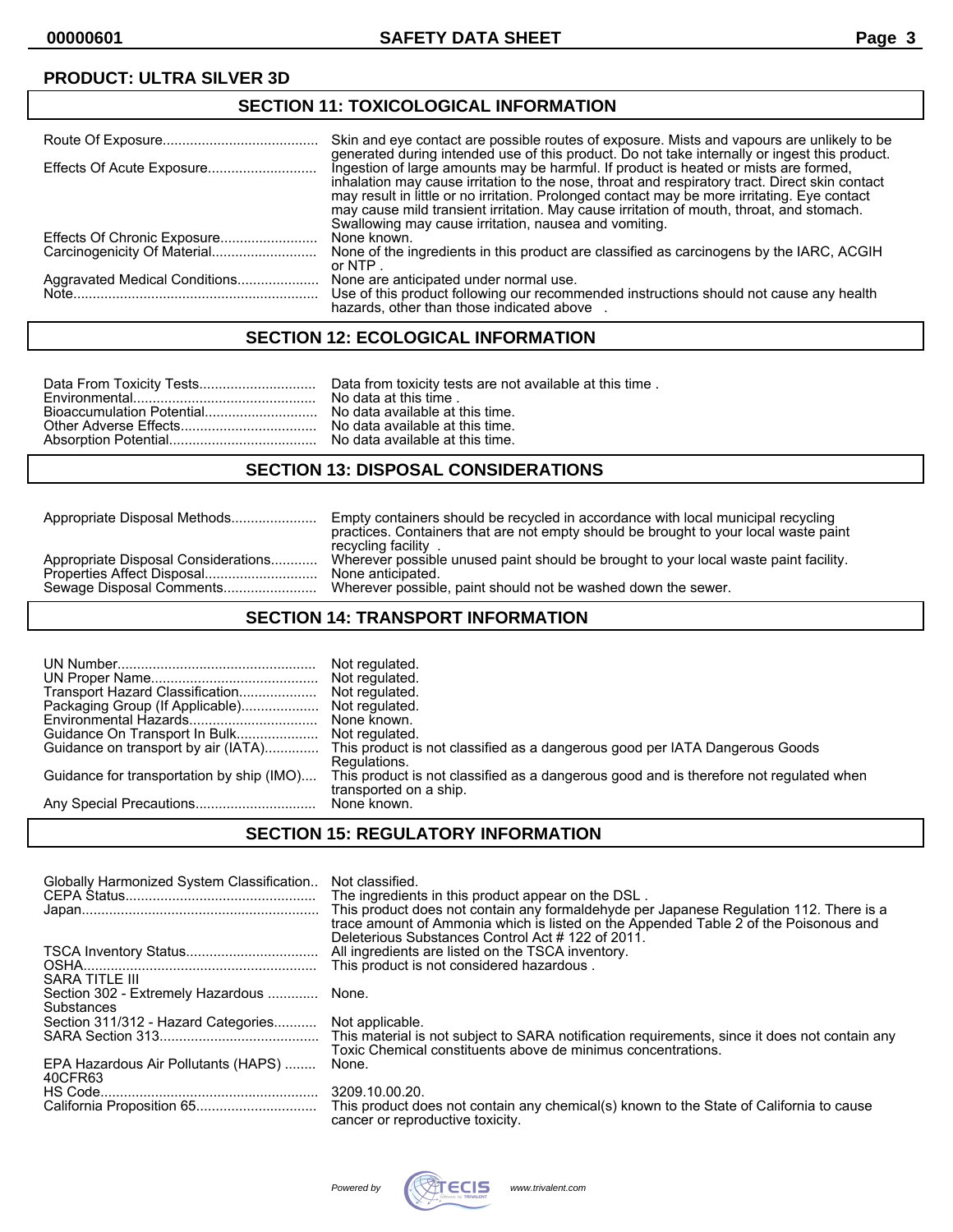**PRODUCT: ULTRA SILVER 3D**

## SECTION 11: TOXICOLOGICAL INFORMATION

| | |
|---|---|
| Route Of Exposure | Skin and eye contact are possible routes of exposure. Mists and vapours are unlikely to be generated during intended use of this product. Do not take internally or ingest this product. |
| Effects Of Acute Exposure | Ingestion of large amounts may be harmful. If product is heated or mists are formed, inhalation may cause irritation to the nose, throat and respiratory tract. Direct skin contact may result in little or no irritation. Prolonged contact may be more irritating. Eye contact may cause mild transient irritation. May cause irritation of mouth, throat, and stomach. Swallowing may cause irritation, nausea and vomiting. |
| Effects Of Chronic Exposure | None known. |
| Carcinogenicity Of Material | None of the ingredients in this product are classified as carcinogens by the IARC, ACGIH or NTP . |
| Aggravated Medical Conditions | None are anticipated under normal use. |
| Note | Use of this product following our recommended instructions should not cause any health hazards, other than those indicated above . |

## SECTION 12: ECOLOGICAL INFORMATION

| | |
|---|---|
| Data From Toxicity Tests | Data from toxicity tests are not available at this time . |
| Environmental | No data at this time . |
| Bioaccumulation Potential | No data available at this time. |
| Other Adverse Effects | No data available at this time. |
| Absorption Potential | No data available at this time. |

## SECTION 13: DISPOSAL CONSIDERATIONS

| | |
|---|---|
| Appropriate Disposal Methods | Empty containers should be recycled in accordance with local municipal recycling practices. Containers that are not empty should be brought to your local waste paint recycling facility . |
| Appropriate Disposal Considerations | Wherever possible unused paint should be brought to your local waste paint facility. |
| Properties Affect Disposal | None anticipated. |
| Sewage Disposal Comments | Wherever possible, paint should not be washed down the sewer. |

## SECTION 14: TRANSPORT INFORMATION

| | |
|---|---|
| UN Number | Not regulated. |
| UN Proper Name | Not regulated. |
| Transport Hazard Classification | Not regulated. |
| Packaging Group (If Applicable) | Not regulated. |
| Environmental Hazards | None known. |
| Guidance On Transport In Bulk | Not regulated. |
| Guidance on transport by air (IATA) | This product is not classified as a dangerous good per IATA Dangerous Goods Regulations. |
| Guidance for transportation by ship (IMO) | This product is not classified as a dangerous good and is therefore not regulated when transported on a ship. |
| Any Special Precautions | None known. |

## SECTION 15: REGULATORY INFORMATION

| | |
|---|---|
| Globally Harmonized System Classification | Not classified. |
| CEPA Status | The ingredients in this product appear on the DSL . |
| Japan | This product does not contain any formaldehyde per Japanese Regulation 112. There is a trace amount of Ammonia which is listed on the Appended Table 2 of the Poisonous and Deleterious Substances Control Act # 122 of 2011. |
| TSCA Inventory Status | All ingredients are listed on the TSCA inventory. |
| OSHA | This product is not considered hazardous . |
| SARA TITLE III | |
| Section 302 - Extremely Hazardous Substances | None. |
| Section 311/312 - Hazard Categories | Not applicable. |
| SARA Section 313 | This material is not subject to SARA notification requirements, since it does not contain any Toxic Chemical constituents above de minimus concentrations. |
| EPA Hazardous Air Pollutants (HAPS) 40CFR63 | None. |
| HS Code | 3209.10.00.20. |
| California Proposition 65 | This product does not contain any chemical(s) known to the State of California to cause cancer or reproductive toxicity. |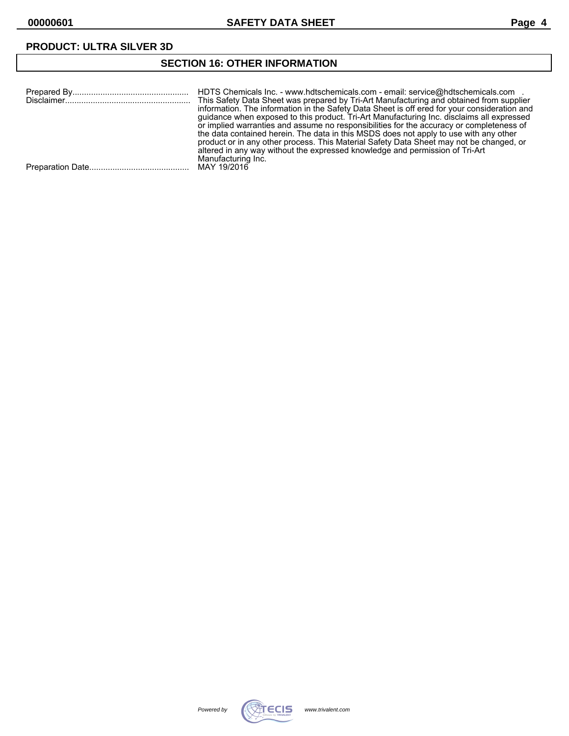**PRODUCT: ULTRA SILVER 3D**

## SECTION 16: OTHER INFORMATION

| | |
|---|---|
| Prepared By | HDTS Chemicals Inc. - www.hdtschemicals.com - email: service@hdtschemicals.com . |
| Disclaimer | This Safety Data Sheet was prepared by Tri-Art Manufacturing and obtained from supplier information. The information in the Safety Data Sheet is off ered for your consideration and guidance when exposed to this product. Tri-Art Manufacturing Inc. disclaims all expressed or implied warranties and assume no responsibilities for the accuracy or completeness of the data contained herein. The data in this MSDS does not apply to use with any other product or in any other process. This Material Safety Data Sheet may not be changed, or altered in any way without the expressed knowledge and permission of Tri-Art Manufacturing Inc. |
| Preparation Date | MAY 19/2016 |